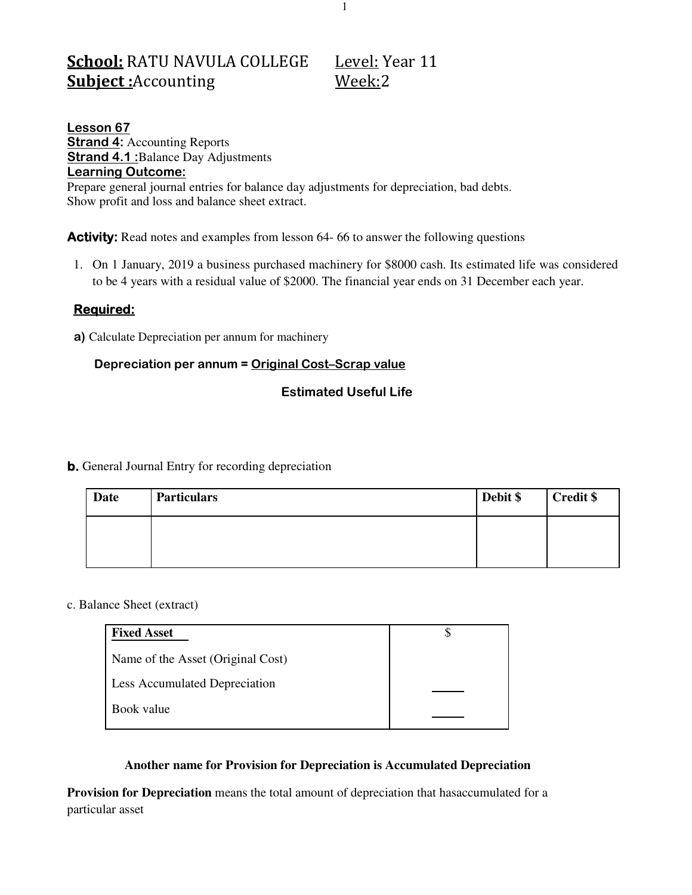**School:** RATU NAVULA COLLEGE  Level: Year 11
**Subject :**Accounting  Week:2

**Lesson 67**
**Strand 4:** Accounting Reports
**Strand 4.1 :**Balance Day Adjustments
**Learning Outcome:**
Prepare general journal entries for balance day adjustments for depreciation, bad debts.
Show profit and loss and balance sheet extract.

**Activity:** Read notes and examples from lesson 64- 66 to answer the following questions

1. On 1 January, 2019 a business purchased machinery for $8000 cash. Its estimated life was considered to be 4 years with a residual value of $2000. The financial year ends on 31 December each year.

**Required:**

**a)** Calculate Depreciation per annum for machinery

**Depreciation per annum =** $\dfrac{\textbf{Original Cost–Scrap value}}{\textbf{Estimated Useful Life}}$

**b.** General Journal Entry for recording depreciation

| Date | Particulars | Debit $ | Credit $ |
|---|---|---|---|
| | | | |

c. Balance Sheet (extract)

| **Fixed Asset** | $ |
|---|---|
| Name of the Asset (Original Cost) | |
| Less Accumulated Depreciation | |
| Book value | |

**Another name for Provision for Depreciation is Accumulated Depreciation**

**Provision for Depreciation** means the total amount of depreciation that hasaccumulated for a particular asset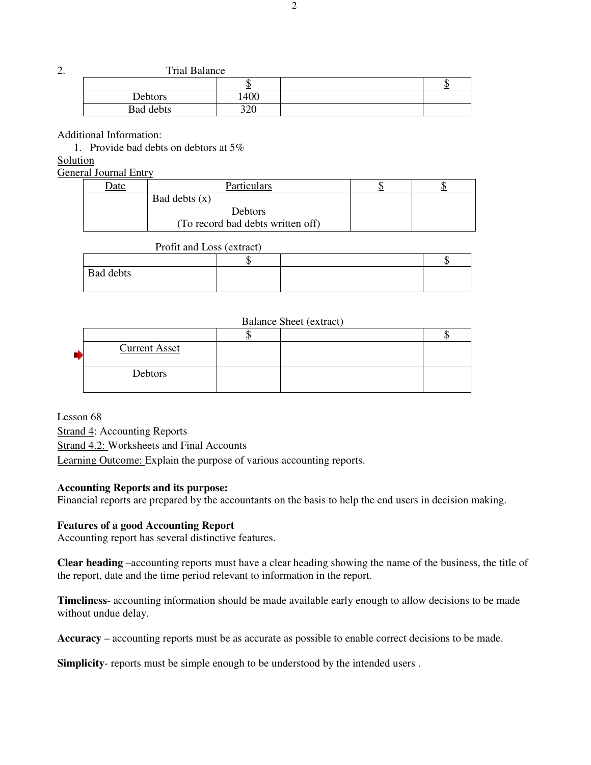2. Trial Balance

| | $ | | $ |
|---|---|---|---|
| Debtors | 1400 | | |
| Bad debts | 320 | | |

Additional Information:

1. Provide bad debts on debtors at 5%

Solution

General Journal Entry

| Date | Particulars | $ | $ |
|---|---|---|---|
| | Bad debts (x)<br>Debtors<br>(To record bad debts written off) | | |

Profit and Loss (extract)

| | $ | | $ |
|---|---|---|---|
| Bad debts | | | |

Balance Sheet (extract)

| | $ | | $ |
|---|---|---|---|
| Current Asset | | | |
| Debtors | | | |

Lesson 68

Strand 4: Accounting Reports

Strand 4.2: Worksheets and Final Accounts

Learning Outcome: Explain the purpose of various accounting reports.

**Accounting Reports and its purpose:**

Financial reports are prepared by the accountants on the basis to help the end users in decision making.

**Features of a good Accounting Report**

Accounting report has several distinctive features.

**Clear heading** –accounting reports must have a clear heading showing the name of the business, the title of the report, date and the time period relevant to information in the report.

**Timeliness**- accounting information should be made available early enough to allow decisions to be made without undue delay.

**Accuracy** – accounting reports must be as accurate as possible to enable correct decisions to be made.

**Simplicity**- reports must be simple enough to be understood by the intended users .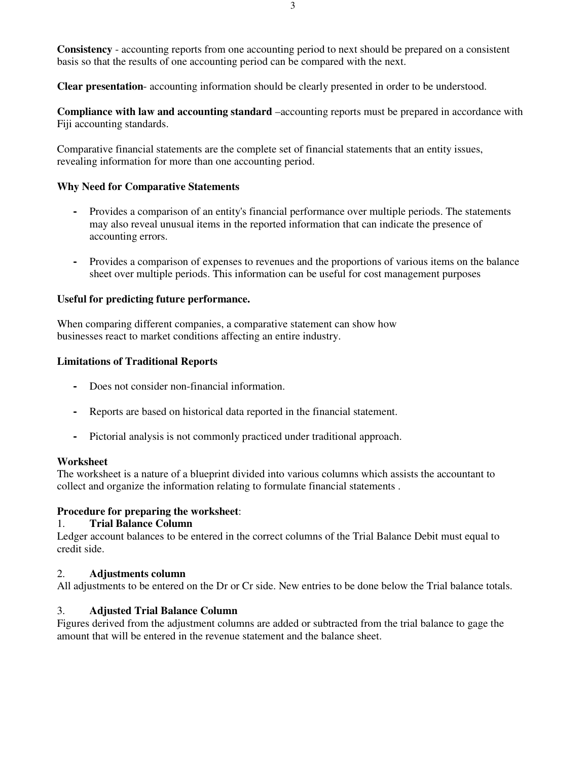**Consistency** - accounting reports from one accounting period to next should be prepared on a consistent basis so that the results of one accounting period can be compared with the next.

**Clear presentation**- accounting information should be clearly presented in order to be understood.

**Compliance with law and accounting standard** –accounting reports must be prepared in accordance with Fiji accounting standards.

Comparative financial statements are the complete set of financial statements that an entity issues, revealing information for more than one accounting period.

**Why Need for Comparative Statements**

- Provides a comparison of an entity's financial performance over multiple periods. The statements may also reveal unusual items in the reported information that can indicate the presence of accounting errors.

- Provides a comparison of expenses to revenues and the proportions of various items on the balance sheet over multiple periods. This information can be useful for cost management purposes

**Useful for predicting future performance.**

When comparing different companies, a comparative statement can show how businesses react to market conditions affecting an entire industry.

**Limitations of Traditional Reports**

- Does not consider non-financial information.

- Reports are based on historical data reported in the financial statement.

- Pictorial analysis is not commonly practiced under traditional approach.

**Worksheet**
The worksheet is a nature of a blueprint divided into various columns which assists the accountant to collect and organize the information relating to formulate financial statements .

**Procedure for preparing the worksheet**:

1. **Trial Balance Column**

Ledger account balances to be entered in the correct columns of the Trial Balance Debit must equal to credit side.

2. **Adjustments column**

All adjustments to be entered on the Dr or Cr side. New entries to be done below the Trial balance totals.

3. **Adjusted Trial Balance Column**

Figures derived from the adjustment columns are added or subtracted from the trial balance to gage the amount that will be entered in the revenue statement and the balance sheet.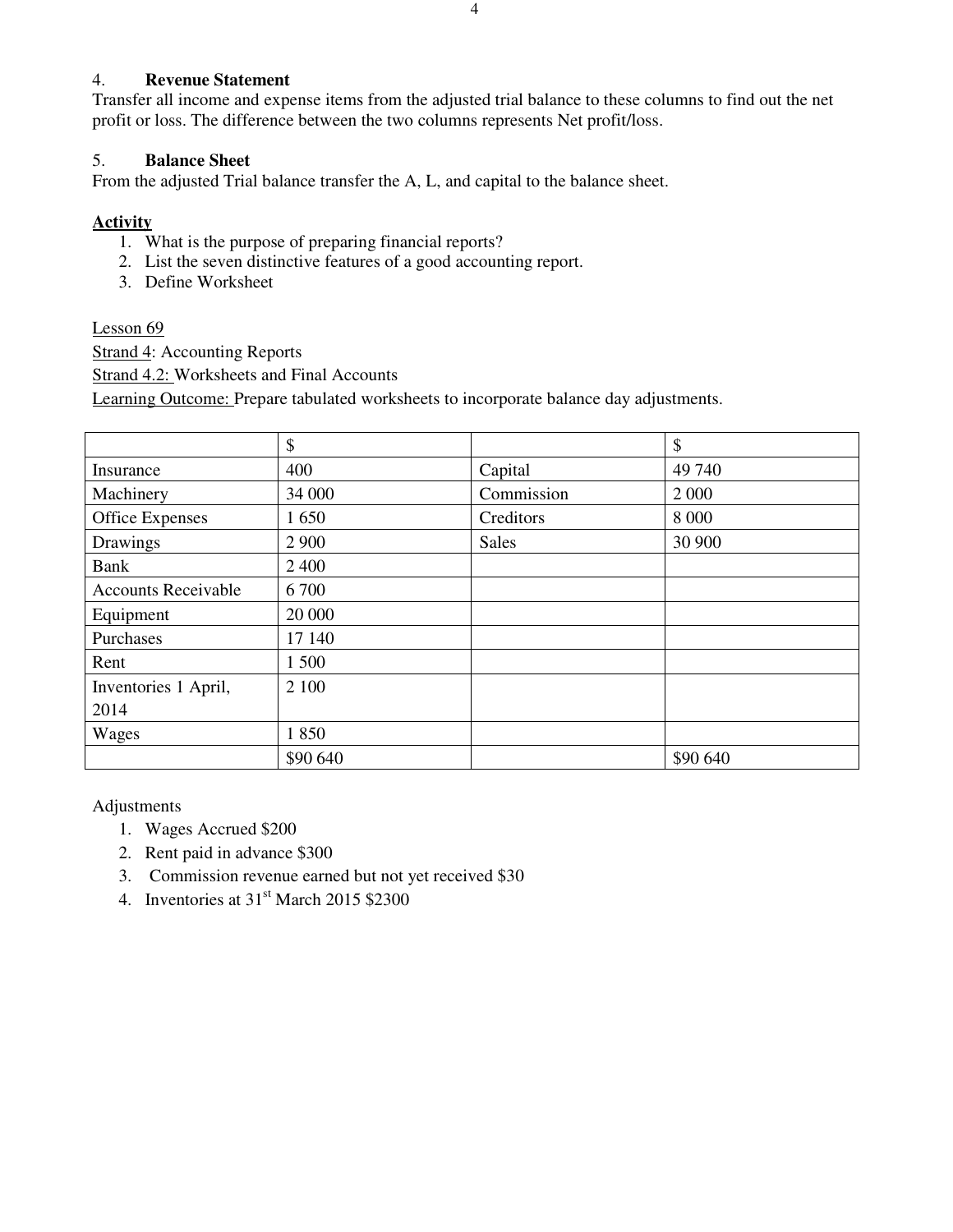4. **Revenue Statement**

Transfer all income and expense items from the adjusted trial balance to these columns to find out the net profit or loss. The difference between the two columns represents Net profit/loss.

5. **Balance Sheet**

From the adjusted Trial balance transfer the A, L, and capital to the balance sheet.

**Activity**

1. What is the purpose of preparing financial reports?
2. List the seven distinctive features of a good accounting report.
3. Define Worksheet

Lesson 69

Strand 4: Accounting Reports

Strand 4.2: Worksheets and Final Accounts

Learning Outcome: Prepare tabulated worksheets to incorporate balance day adjustments.

| | $ | | $ |
|---|---|---|---|
| Insurance | 400 | Capital | 49 740 |
| Machinery | 34 000 | Commission | 2 000 |
| Office Expenses | 1 650 | Creditors | 8 000 |
| Drawings | 2 900 | Sales | 30 900 |
| Bank | 2 400 | | |
| Accounts Receivable | 6 700 | | |
| Equipment | 20 000 | | |
| Purchases | 17 140 | | |
| Rent | 1 500 | | |
| Inventories 1 April, 2014 | 2 100 | | |
| Wages | 1 850 | | |
| | $90 640 | | $90 640 |

Adjustments

1. Wages Accrued $200
2. Rent paid in advance $300
3. Commission revenue earned but not yet received $30
4. Inventories at 31st March 2015 $2300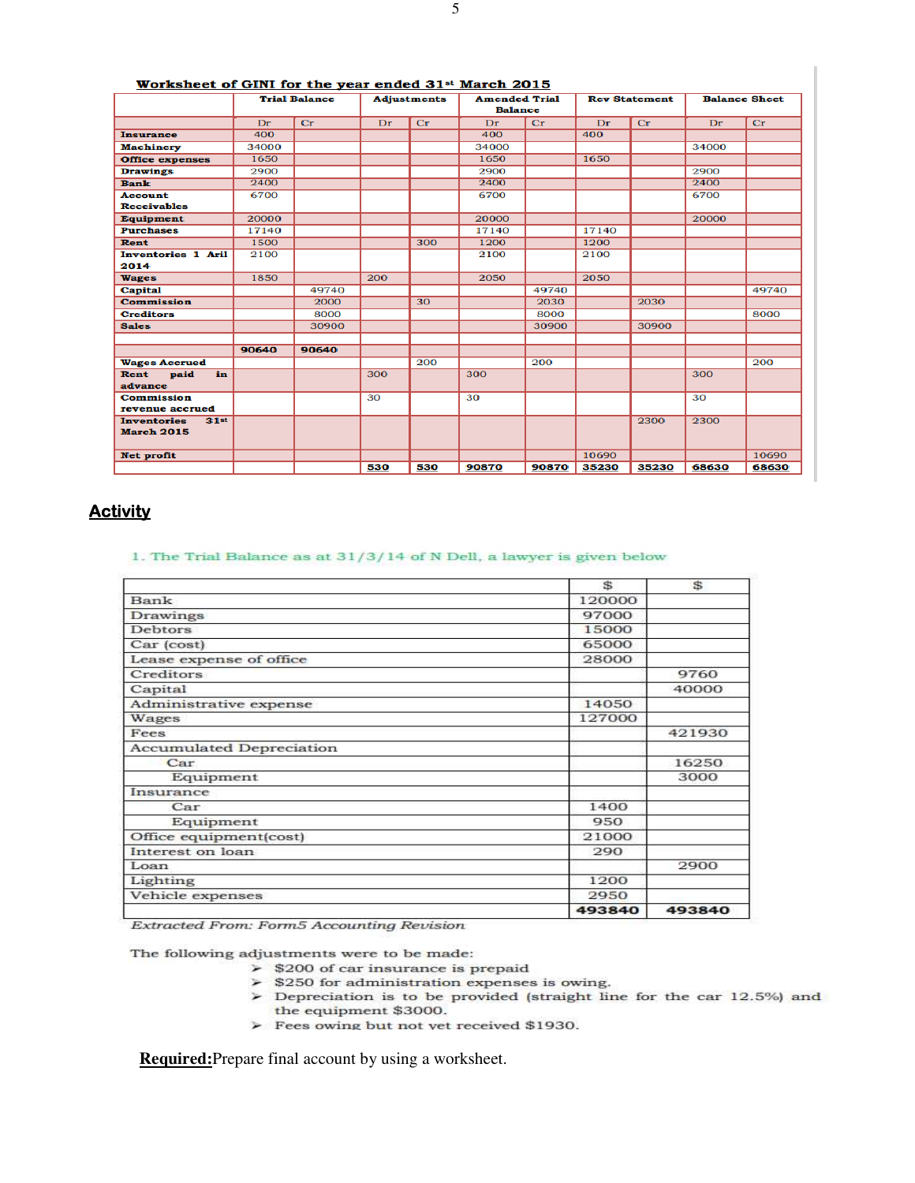**Worksheet of GINI for the year ended 31st March 2015**

| | Trial Balance | | Adjustments | | Amended Trial Balance | | Rev Statement | | Balance Sheet | |
|---|---|---|---|---|---|---|---|---|---|---|
| | Dr | Cr | Dr | Cr | Dr | Cr | Dr | Cr | Dr | Cr |
| **Insurance** | 400 | | | | 400 | | 400 | | | |
| **Machinery** | 34000 | | | | 34000 | | | | 34000 | |
| **Office expenses** | 1650 | | | | 1650 | | 1650 | | | |
| **Drawings** | 2900 | | | | 2900 | | | | 2900 | |
| **Bank** | 2400 | | | | 2400 | | | | 2400 | |
| **Account Receivables** | 6700 | | | | 6700 | | | | 6700 | |
| **Equipment** | 20000 | | | | 20000 | | | | 20000 | |
| **Purchases** | 17140 | | | | 17140 | | 17140 | | | |
| **Rent** | 1500 | | | 300 | 1200 | | 1200 | | | |
| **Inventories 1 Aril 2014** | 2100 | | | | 2100 | | 2100 | | | |
| **Wages** | 1850 | | 200 | | 2050 | | 2050 | | | |
| **Capital** | | 49740 | | | | 49740 | | | | 49740 |
| **Commission** | | 2000 | | 30 | | 2030 | | 2030 | | |
| **Creditors** | | 8000 | | | | 8000 | | | | 8000 |
| **Sales** | | 30900 | | | | 30900 | | 30900 | | |
| | | | | | | | | | | |
| | **90640** | **90640** | | | | | | | | |
| **Wages Accrued** | | | | 200 | | 200 | | | | 200 |
| **Rent paid in advance** | | | 300 | | 300 | | | | 300 | |
| **Commission revenue accrued** | | | 30 | | 30 | | | | 30 | |
| **Inventories 31st March 2015** | | | | | | | | 2300 | 2300 | |
| **Net profit** | | | | | | | 10690 | | | 10690 |
| | | | **530** | **530** | **90870** | **90870** | **35230** | **35230** | **68630** | **68630** |

## Activity

1. The Trial Balance as at 31/3/14 of N Dell, a lawyer is given below

| | $ | $ |
|---|---|---|
| Bank | 120000 | |
| Drawings | 97000 | |
| Debtors | 15000 | |
| Car (cost) | 65000 | |
| Lease expense of office | 28000 | |
| Creditors | | 9760 |
| Capital | | 40000 |
| Administrative expense | 14050 | |
| Wages | 127000 | |
| Fees | | 421930 |
| Accumulated Depreciation | | |
| Car | | 16250 |
| Equipment | | 3000 |
| Insurance | | |
| Car | 1400 | |
| Equipment | 950 | |
| Office equipment(cost) | 21000 | |
| Interest on loan | 290 | |
| Loan | | 2900 |
| Lighting | 1200 | |
| Vehicle expenses | 2950 | |
| | **493840** | **493840** |

*Extracted From: Form5 Accounting Revision*

The following adjustments were to be made:

- $200 of car insurance is prepaid
- $250 for administration expenses is owing.
- Depreciation is to be provided (straight line for the car 12.5%) and the equipment $3000.
- Fees owing but not yet received $1930.

**Required:** Prepare final account by using a worksheet.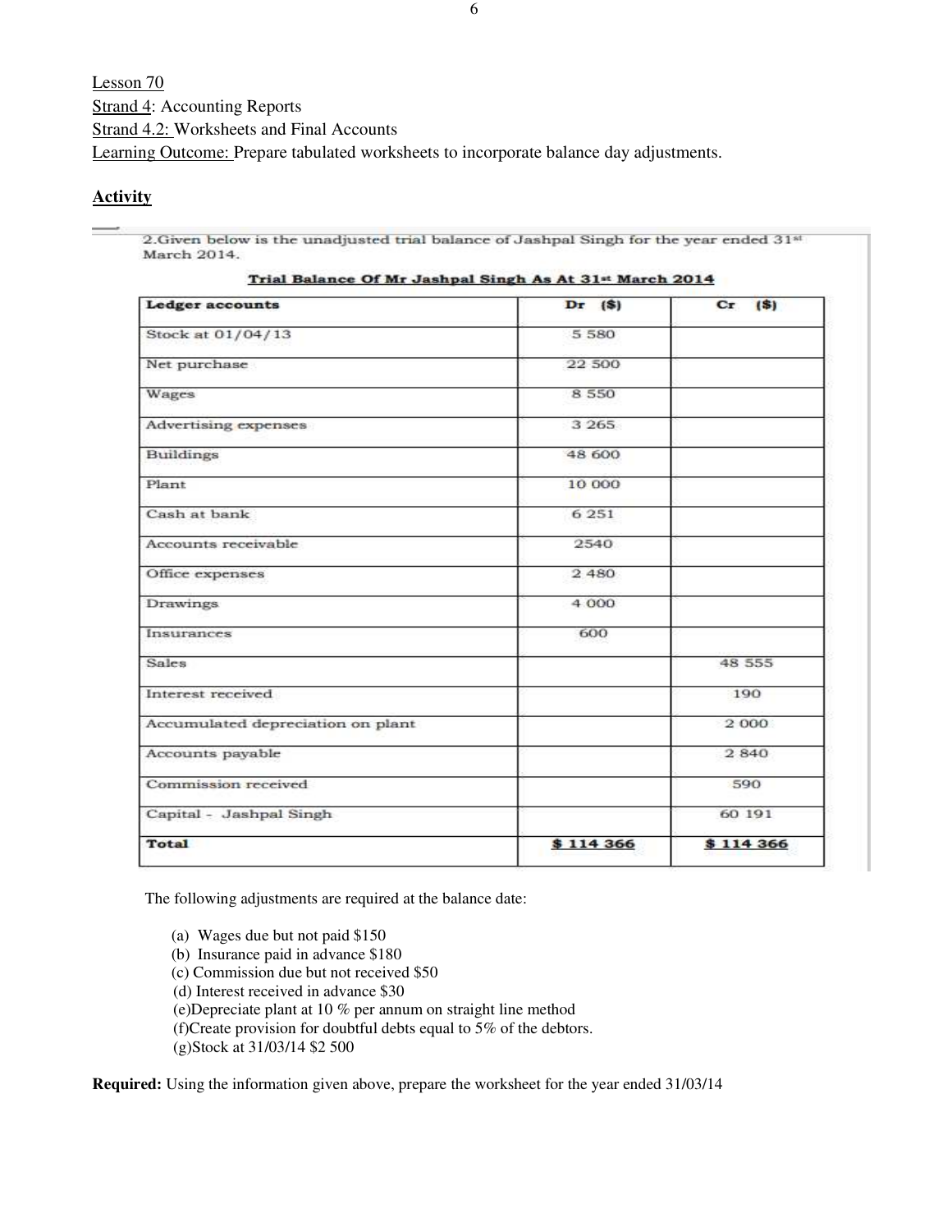Lesson 70

Strand 4: Accounting Reports

Strand 4.2: Worksheets and Final Accounts

Learning Outcome: Prepare tabulated worksheets to incorporate balance day adjustments.

**Activity**

2.Given below is the unadjusted trial balance of Jashpal Singh for the year ended 31st March 2014.

**Trial Balance Of Mr Jashpal Singh As At 31st March 2014**

| Ledger accounts | Dr ($) | Cr ($) |
|---|---|---|
| Stock at 01/04/13 | 5 580 | |
| Net purchase | 22 500 | |
| Wages | 8 550 | |
| Advertising expenses | 3 265 | |
| Buildings | 48 600 | |
| Plant | 10 000 | |
| Cash at bank | 6 251 | |
| Accounts receivable | 2540 | |
| Office expenses | 2 480 | |
| Drawings | 4 000 | |
| Insurances | 600 | |
| Sales | | 48 555 |
| Interest received | | 190 |
| Accumulated depreciation on plant | | 2 000 |
| Accounts payable | | 2 840 |
| Commission received | | 590 |
| Capital - Jashpal Singh | | 60 191 |
| **Total** | **$ 114 366** | **$ 114 366** |

The following adjustments are required at the balance date:

(a) Wages due but not paid $150
(b) Insurance paid in advance $180
(c) Commission due but not received $50
(d) Interest received in advance $30
(e)Depreciate plant at 10 % per annum on straight line method
(f)Create provision for doubtful debts equal to 5% of the debtors.
(g)Stock at 31/03/14 $2 500

**Required:** Using the information given above, prepare the worksheet for the year ended 31/03/14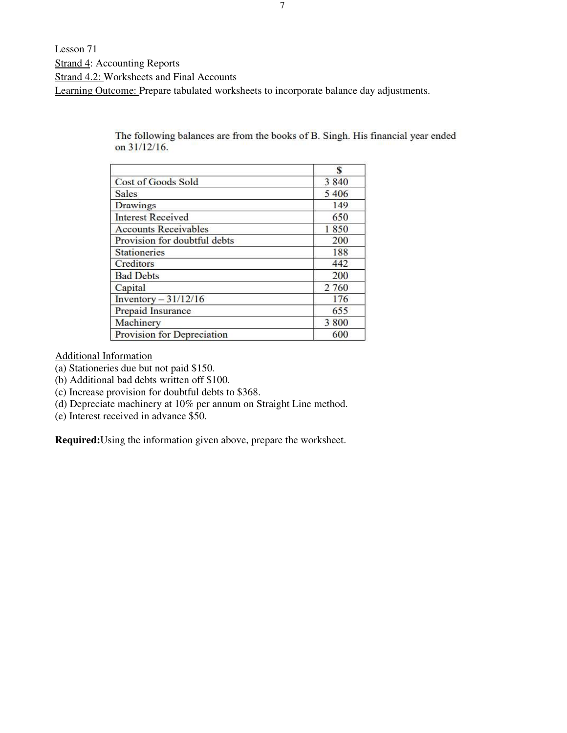Lesson 71
Strand 4: Accounting Reports
Strand 4.2: Worksheets and Final Accounts
Learning Outcome: Prepare tabulated worksheets to incorporate balance day adjustments.

The following balances are from the books of B. Singh. His financial year ended on 31/12/16.

| | $ |
|---|---|
| Cost of Goods Sold | 3 840 |
| Sales | 5 406 |
| Drawings | 149 |
| Interest Received | 650 |
| Accounts Receivables | 1 850 |
| Provision for doubtful debts | 200 |
| Stationeries | 188 |
| Creditors | 442 |
| Bad Debts | 200 |
| Capital | 2 760 |
| Inventory – 31/12/16 | 176 |
| Prepaid Insurance | 655 |
| Machinery | 3 800 |
| Provision for Depreciation | 600 |

Additional Information

(a) Stationeries due but not paid $150.
(b) Additional bad debts written off $100.
(c) Increase provision for doubtful debts to $368.
(d) Depreciate machinery at 10% per annum on Straight Line method.
(e) Interest received in advance $50.

**Required:** Using the information given above, prepare the worksheet.